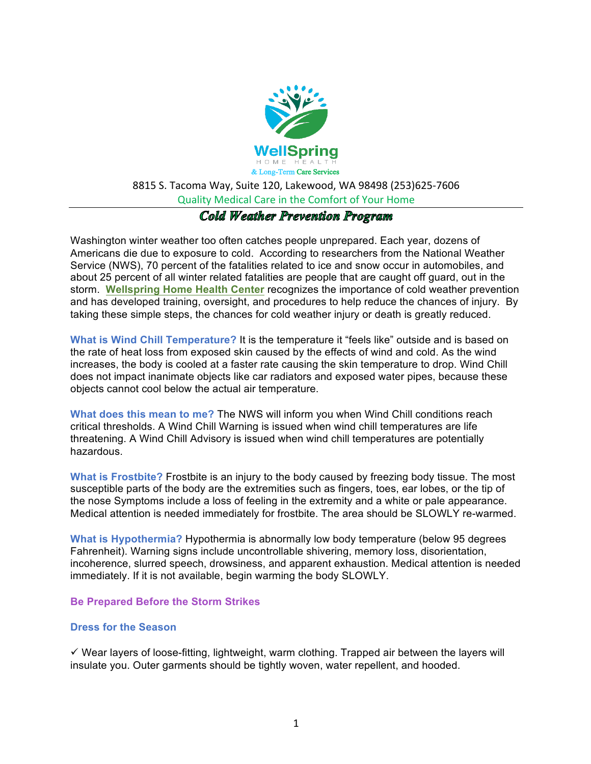WellSpring

HOME HEALTH

& Long-Term Care Services

8815 S. Tacoma Way, Suite 120, Lakewood, WA 98498 (253)625-7606

Quality Medical Care in the Comfort of Your Home

# *Cold Weather Prevention Program*

Washington winter weather too often catches people unprepared. Each year, dozens of Americans die due to exposure to cold. According to researchers from the National Weather Service (NWS), 70 percent of the fatalities related to ice and snow occur in automobiles, and about 25 percent of all winter related fatalities are people that are caught off guard, out in the storm. **Wellspring Home Health Center** recognizes the importance of cold weather prevention and has developed training, oversight, and procedures to help reduce the chances of injury. By taking these simple steps, the chances for cold weather injury or death is greatly reduced.

**What is Wind Chill Temperature?** It is the temperature it "feels like" outside and is based on the rate of heat loss from exposed skin caused by the effects of wind and cold. As the wind increases, the body is cooled at a faster rate causing the skin temperature to drop. Wind Chill does not impact inanimate objects like car radiators and exposed water pipes, because these objects cannot cool below the actual air temperature.

**What does this mean to me?** The NWS will inform you when Wind Chill conditions reach critical thresholds. A Wind Chill Warning is issued when wind chill temperatures are life threatening. A Wind Chill Advisory is issued when wind chill temperatures are potentially hazardous.

**What is Frostbite?** Frostbite is an injury to the body caused by freezing body tissue. The most susceptible parts of the body are the extremities such as fingers, toes, ear lobes, or the tip of the nose Symptoms include a loss of feeling in the extremity and a white or pale appearance. Medical attention is needed immediately for frostbite. The area should be SLOWLY re-warmed.

**What is Hypothermia?** Hypothermia is abnormally low body temperature (below 95 degrees Fahrenheit). Warning signs include uncontrollable shivering, memory loss, disorientation, incoherence, slurred speech, drowsiness, and apparent exhaustion. Medical attention is needed immediately. If it is not available, begin warming the body SLOWLY.

## Be Prepared Before the Storm Strikes

### Dress for the Season

✓ Wear layers of loose-fitting, lightweight, warm clothing. Trapped air between the layers will insulate you. Outer garments should be tightly woven, water repellent, and hooded.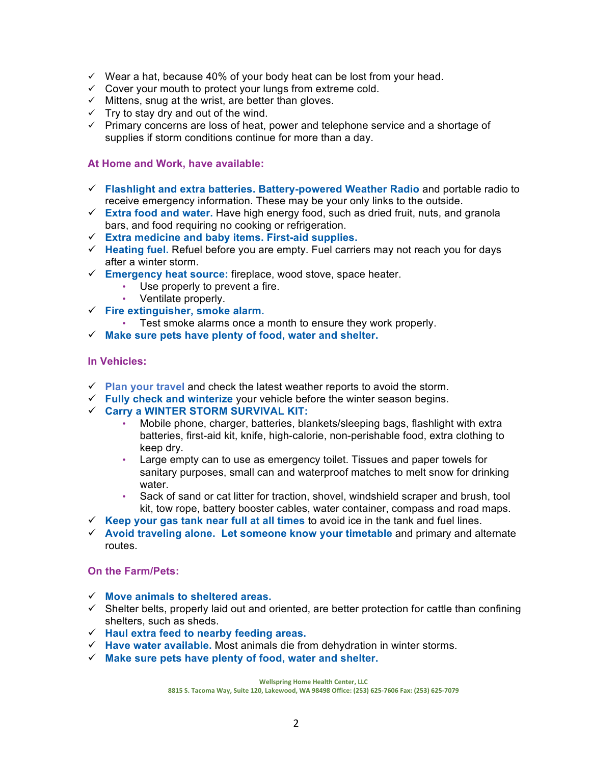- ✓ Wear a hat, because 40% of your body heat can be lost from your head.
- ✓ Cover your mouth to protect your lungs from extreme cold.
- ✓ Mittens, snug at the wrist, are better than gloves.
- ✓ Try to stay dry and out of the wind.
- ✓ Primary concerns are loss of heat, power and telephone service and a shortage of supplies if storm conditions continue for more than a day.

### At Home and Work, have available:

- ✓ **Flashlight and extra batteries. Battery-powered Weather Radio** and portable radio to receive emergency information. These may be your only links to the outside.
- ✓ **Extra food and water.** Have high energy food, such as dried fruit, nuts, and granola bars, and food requiring no cooking or refrigeration.
- ✓ **Extra medicine and baby items. First-aid supplies.**
- ✓ **Heating fuel.** Refuel before you are empty. Fuel carriers may not reach you for days after a winter storm.
- ✓ **Emergency heat source:** fireplace, wood stove, space heater.
  - Use properly to prevent a fire.
  - Ventilate properly.
- ✓ **Fire extinguisher, smoke alarm.**
  - Test smoke alarms once a month to ensure they work properly.
- ✓ **Make sure pets have plenty of food, water and shelter.**

### In Vehicles:

- ✓ **Plan your travel** and check the latest weather reports to avoid the storm.
- ✓ **Fully check and winterize** your vehicle before the winter season begins.
- ✓ **Carry a WINTER STORM SURVIVAL KIT:**
  - Mobile phone, charger, batteries, blankets/sleeping bags, flashlight with extra batteries, first-aid kit, knife, high-calorie, non-perishable food, extra clothing to keep dry.
  - Large empty can to use as emergency toilet. Tissues and paper towels for sanitary purposes, small can and waterproof matches to melt snow for drinking water.
  - Sack of sand or cat litter for traction, shovel, windshield scraper and brush, tool kit, tow rope, battery booster cables, water container, compass and road maps.
- ✓ **Keep your gas tank near full at all times** to avoid ice in the tank and fuel lines.
- ✓ **Avoid traveling alone. Let someone know your timetable** and primary and alternate routes.

### On the Farm/Pets:

- ✓ **Move animals to sheltered areas.**
- ✓ Shelter belts, properly laid out and oriented, are better protection for cattle than confining shelters, such as sheds.
- ✓ **Haul extra feed to nearby feeding areas.**
- ✓ **Have water available.** Most animals die from dehydration in winter storms.
- ✓ **Make sure pets have plenty of food, water and shelter.**